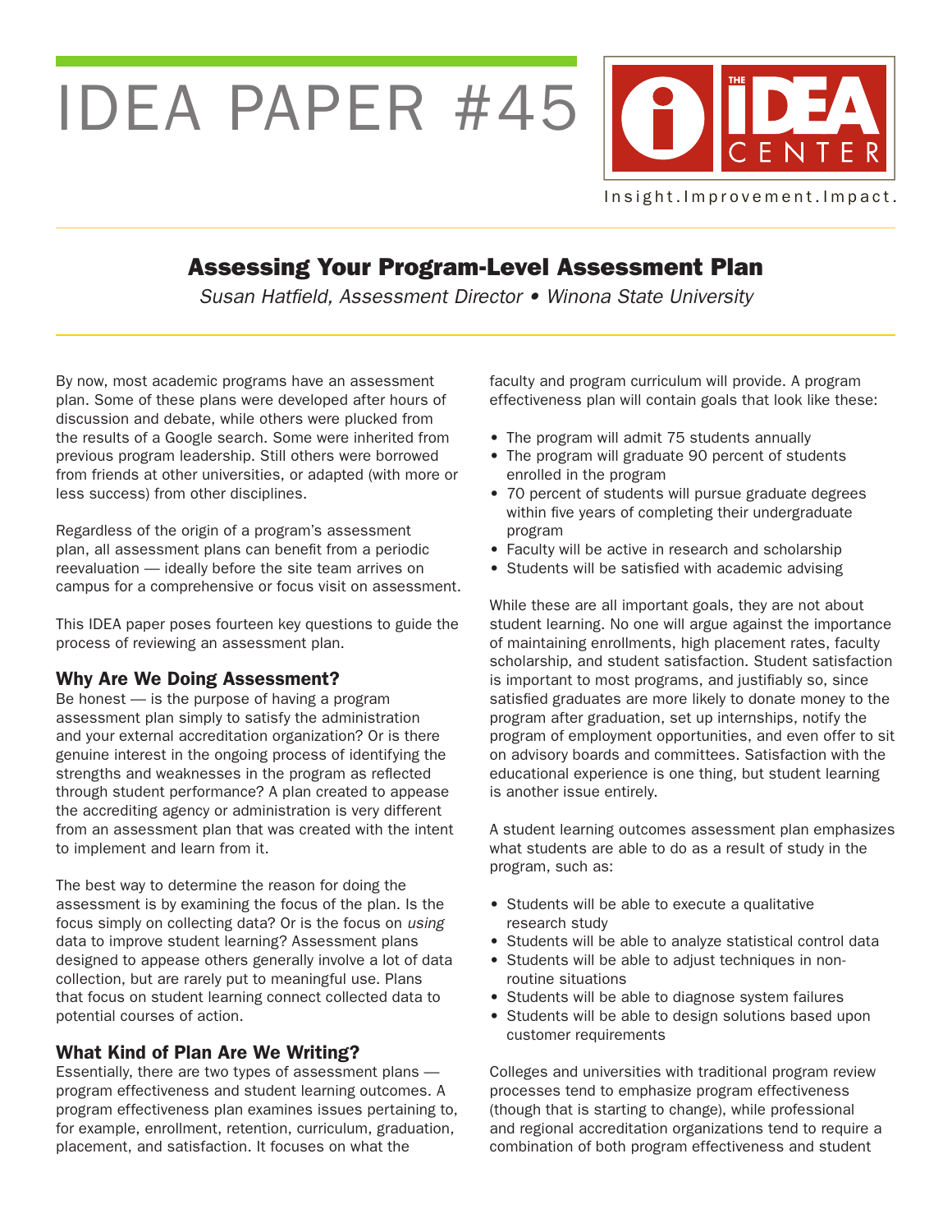# IDEA PAPER #45

THE IDEA CENTER

Insight.Improvement.Impact.

## Assessing Your Program-Level Assessment Plan

*Susan Hatfield, Assessment Director • Winona State University*

By now, most academic programs have an assessment plan. Some of these plans were developed after hours of discussion and debate, while others were plucked from the results of a Google search. Some were inherited from previous program leadership. Still others were borrowed from friends at other universities, or adapted (with more or less success) from other disciplines.

Regardless of the origin of a program's assessment plan, all assessment plans can benefit from a periodic reevaluation — ideally before the site team arrives on campus for a comprehensive or focus visit on assessment.

This IDEA paper poses fourteen key questions to guide the process of reviewing an assessment plan.

### Why Are We Doing Assessment?

Be honest — is the purpose of having a program assessment plan simply to satisfy the administration and your external accreditation organization? Or is there genuine interest in the ongoing process of identifying the strengths and weaknesses in the program as reflected through student performance? A plan created to appease the accrediting agency or administration is very different from an assessment plan that was created with the intent to implement and learn from it.

The best way to determine the reason for doing the assessment is by examining the focus of the plan. Is the focus simply on collecting data? Or is the focus on *using* data to improve student learning? Assessment plans designed to appease others generally involve a lot of data collection, but are rarely put to meaningful use. Plans that focus on student learning connect collected data to potential courses of action.

### What Kind of Plan Are We Writing?

Essentially, there are two types of assessment plans — program effectiveness and student learning outcomes. A program effectiveness plan examines issues pertaining to, for example, enrollment, retention, curriculum, graduation, placement, and satisfaction. It focuses on what the faculty and program curriculum will provide. A program effectiveness plan will contain goals that look like these:

- The program will admit 75 students annually
- The program will graduate 90 percent of students enrolled in the program
- 70 percent of students will pursue graduate degrees within five years of completing their undergraduate program
- Faculty will be active in research and scholarship
- Students will be satisfied with academic advising

While these are all important goals, they are not about student learning. No one will argue against the importance of maintaining enrollments, high placement rates, faculty scholarship, and student satisfaction. Student satisfaction is important to most programs, and justifiably so, since satisfied graduates are more likely to donate money to the program after graduation, set up internships, notify the program of employment opportunities, and even offer to sit on advisory boards and committees. Satisfaction with the educational experience is one thing, but student learning is another issue entirely.

A student learning outcomes assessment plan emphasizes what students are able to do as a result of study in the program, such as:

- Students will be able to execute a qualitative research study
- Students will be able to analyze statistical control data
- Students will be able to adjust techniques in non-routine situations
- Students will be able to diagnose system failures
- Students will be able to design solutions based upon customer requirements

Colleges and universities with traditional program review processes tend to emphasize program effectiveness (though that is starting to change), while professional and regional accreditation organizations tend to require a combination of both program effectiveness and student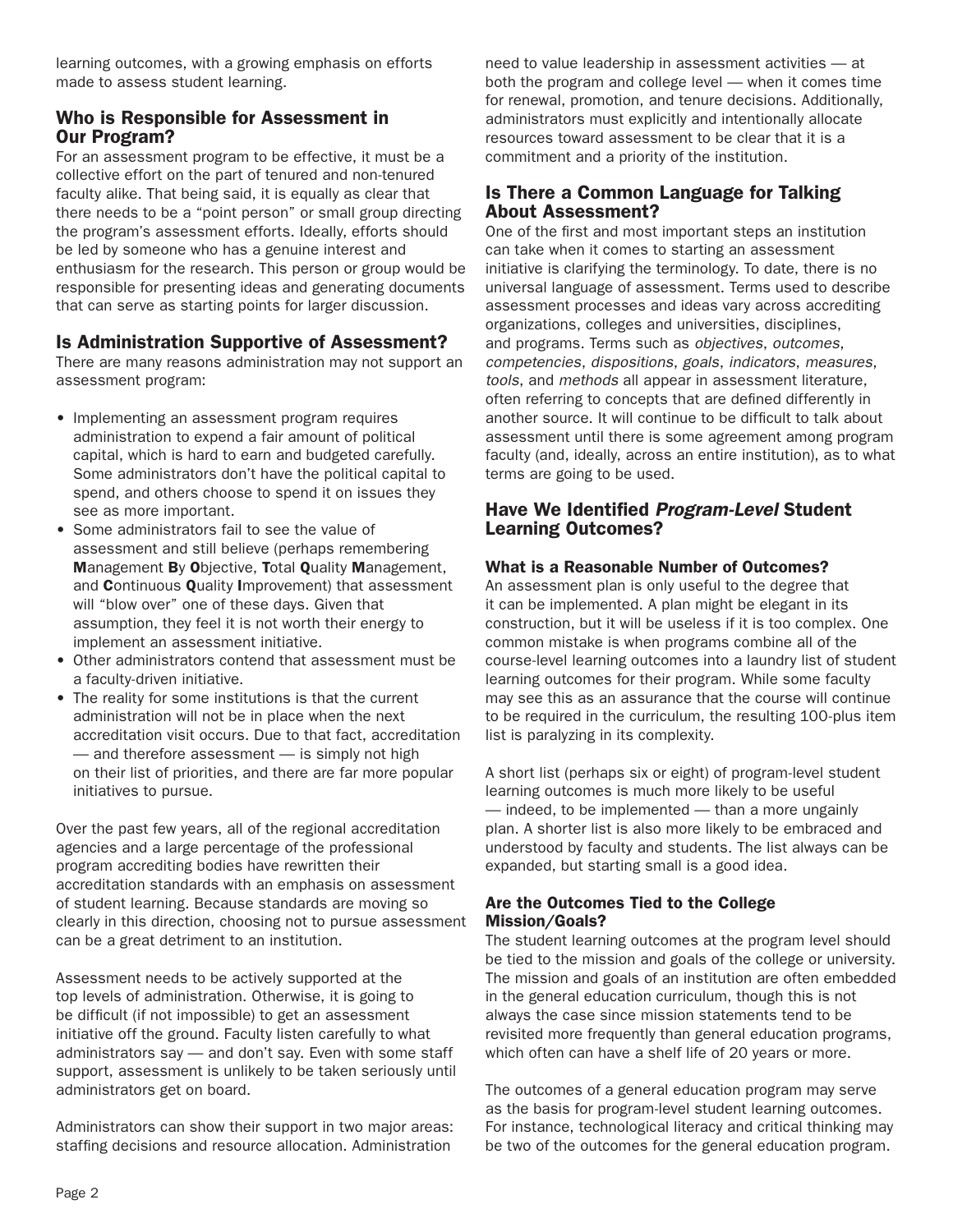learning outcomes, with a growing emphasis on efforts made to assess student learning.

## Who is Responsible for Assessment in Our Program?

For an assessment program to be effective, it must be a collective effort on the part of tenured and non-tenured faculty alike. That being said, it is equally as clear that there needs to be a "point person" or small group directing the program's assessment efforts. Ideally, efforts should be led by someone who has a genuine interest and enthusiasm for the research. This person or group would be responsible for presenting ideas and generating documents that can serve as starting points for larger discussion.

## Is Administration Supportive of Assessment?

There are many reasons administration may not support an assessment program:

- Implementing an assessment program requires administration to expend a fair amount of political capital, which is hard to earn and budgeted carefully. Some administrators don't have the political capital to spend, and others choose to spend it on issues they see as more important.
- Some administrators fail to see the value of assessment and still believe (perhaps remembering **M**anagement **B**y **O**bjective, **T**otal **Q**uality **M**anagement, and **C**ontinuous **Q**uality **I**mprovement) that assessment will "blow over" one of these days. Given that assumption, they feel it is not worth their energy to implement an assessment initiative.
- Other administrators contend that assessment must be a faculty-driven initiative.
- The reality for some institutions is that the current administration will not be in place when the next accreditation visit occurs. Due to that fact, accreditation — and therefore assessment — is simply not high on their list of priorities, and there are far more popular initiatives to pursue.

Over the past few years, all of the regional accreditation agencies and a large percentage of the professional program accrediting bodies have rewritten their accreditation standards with an emphasis on assessment of student learning. Because standards are moving so clearly in this direction, choosing not to pursue assessment can be a great detriment to an institution.

Assessment needs to be actively supported at the top levels of administration. Otherwise, it is going to be difficult (if not impossible) to get an assessment initiative off the ground. Faculty listen carefully to what administrators say — and don't say. Even with some staff support, assessment is unlikely to be taken seriously until administrators get on board.

Administrators can show their support in two major areas: staffing decisions and resource allocation. Administration need to value leadership in assessment activities — at both the program and college level — when it comes time for renewal, promotion, and tenure decisions. Additionally, administrators must explicitly and intentionally allocate resources toward assessment to be clear that it is a commitment and a priority of the institution.

## Is There a Common Language for Talking About Assessment?

One of the first and most important steps an institution can take when it comes to starting an assessment initiative is clarifying the terminology. To date, there is no universal language of assessment. Terms used to describe assessment processes and ideas vary across accrediting organizations, colleges and universities, disciplines, and programs. Terms such as *objectives*, *outcomes*, *competencies*, *dispositions*, *goals*, *indicators*, *measures*, *tools*, and *methods* all appear in assessment literature, often referring to concepts that are defined differently in another source. It will continue to be difficult to talk about assessment until there is some agreement among program faculty (and, ideally, across an entire institution), as to what terms are going to be used.

## Have We Identified *Program-Level* Student Learning Outcomes?

### What is a Reasonable Number of Outcomes?

An assessment plan is only useful to the degree that it can be implemented. A plan might be elegant in its construction, but it will be useless if it is too complex. One common mistake is when programs combine all of the course-level learning outcomes into a laundry list of student learning outcomes for their program. While some faculty may see this as an assurance that the course will continue to be required in the curriculum, the resulting 100-plus item list is paralyzing in its complexity.

A short list (perhaps six or eight) of program-level student learning outcomes is much more likely to be useful — indeed, to be implemented — than a more ungainly plan. A shorter list is also more likely to be embraced and understood by faculty and students. The list always can be expanded, but starting small is a good idea.

### Are the Outcomes Tied to the College Mission/Goals?

The student learning outcomes at the program level should be tied to the mission and goals of the college or university. The mission and goals of an institution are often embedded in the general education curriculum, though this is not always the case since mission statements tend to be revisited more frequently than general education programs, which often can have a shelf life of 20 years or more.

The outcomes of a general education program may serve as the basis for program-level student learning outcomes. For instance, technological literacy and critical thinking may be two of the outcomes for the general education program.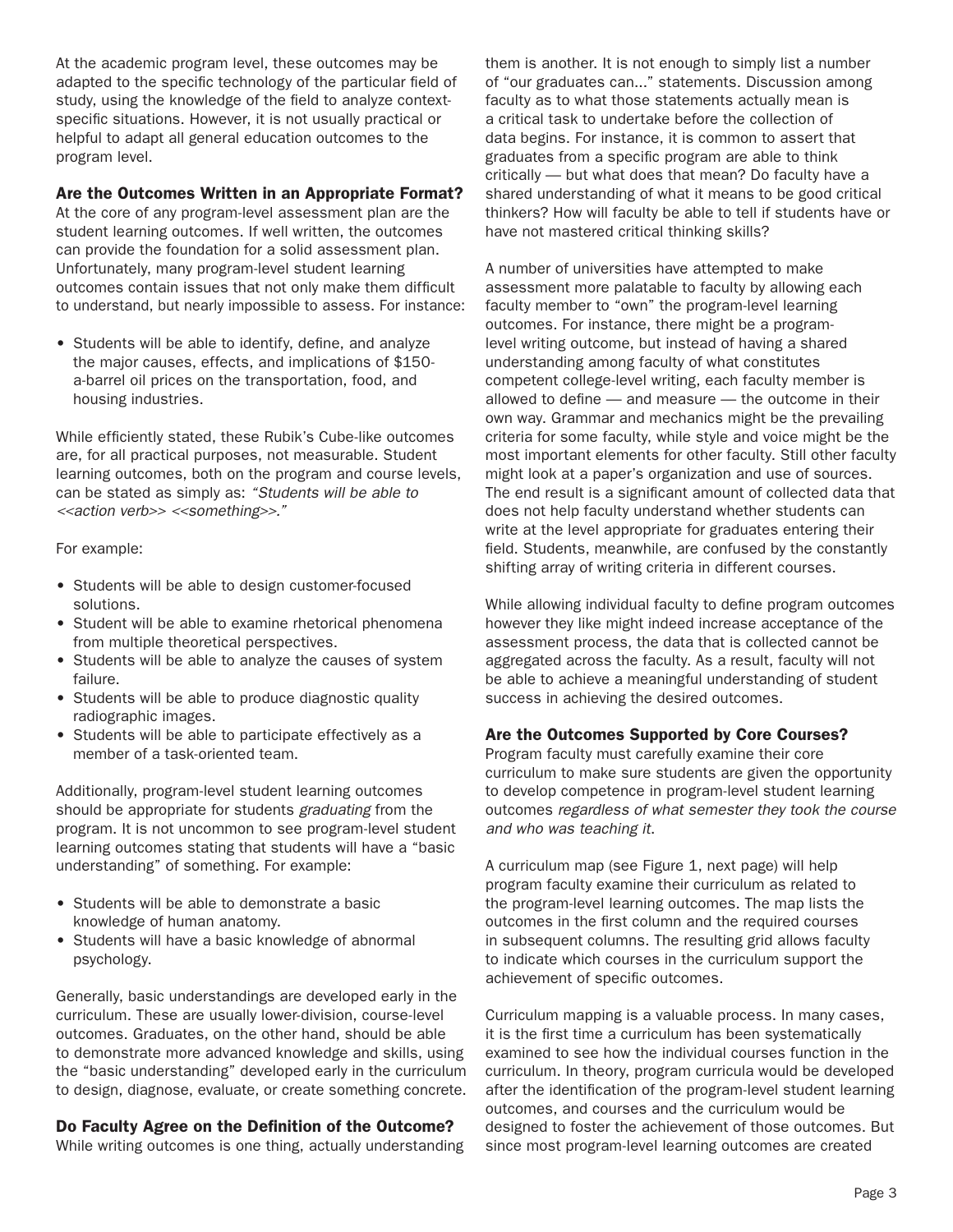At the academic program level, these outcomes may be adapted to the specific technology of the particular field of study, using the knowledge of the field to analyze context-specific situations. However, it is not usually practical or helpful to adapt all general education outcomes to the program level.

### Are the Outcomes Written in an Appropriate Format?

At the core of any program-level assessment plan are the student learning outcomes. If well written, the outcomes can provide the foundation for a solid assessment plan. Unfortunately, many program-level student learning outcomes contain issues that not only make them difficult to understand, but nearly impossible to assess. For instance:

- Students will be able to identify, define, and analyze the major causes, effects, and implications of $150-a-barrel oil prices on the transportation, food, and housing industries.

While efficiently stated, these Rubik's Cube-like outcomes are, for all practical purposes, not measurable. Student learning outcomes, both on the program and course levels, can be stated as simply as: *"Students will be able to <<action verb>> <<something>>."*

For example:

- Students will be able to design customer-focused solutions.
- Student will be able to examine rhetorical phenomena from multiple theoretical perspectives.
- Students will be able to analyze the causes of system failure.
- Students will be able to produce diagnostic quality radiographic images.
- Students will be able to participate effectively as a member of a task-oriented team.

Additionally, program-level student learning outcomes should be appropriate for students *graduating* from the program. It is not uncommon to see program-level student learning outcomes stating that students will have a "basic understanding" of something. For example:

- Students will be able to demonstrate a basic knowledge of human anatomy.
- Students will have a basic knowledge of abnormal psychology.

Generally, basic understandings are developed early in the curriculum. These are usually lower-division, course-level outcomes. Graduates, on the other hand, should be able to demonstrate more advanced knowledge and skills, using the "basic understanding" developed early in the curriculum to design, diagnose, evaluate, or create something concrete.

### Do Faculty Agree on the Definition of the Outcome?

While writing outcomes is one thing, actually understanding them is another. It is not enough to simply list a number of "our graduates can..." statements. Discussion among faculty as to what those statements actually mean is a critical task to undertake before the collection of data begins. For instance, it is common to assert that graduates from a specific program are able to think critically — but what does that mean? Do faculty have a shared understanding of what it means to be good critical thinkers? How will faculty be able to tell if students have or have not mastered critical thinking skills?

A number of universities have attempted to make assessment more palatable to faculty by allowing each faculty member to "own" the program-level learning outcomes. For instance, there might be a program-level writing outcome, but instead of having a shared understanding among faculty of what constitutes competent college-level writing, each faculty member is allowed to define — and measure — the outcome in their own way. Grammar and mechanics might be the prevailing criteria for some faculty, while style and voice might be the most important elements for other faculty. Still other faculty might look at a paper's organization and use of sources. The end result is a significant amount of collected data that does not help faculty understand whether students can write at the level appropriate for graduates entering their field. Students, meanwhile, are confused by the constantly shifting array of writing criteria in different courses.

While allowing individual faculty to define program outcomes however they like might indeed increase acceptance of the assessment process, the data that is collected cannot be aggregated across the faculty. As a result, faculty will not be able to achieve a meaningful understanding of student success in achieving the desired outcomes.

### Are the Outcomes Supported by Core Courses?

Program faculty must carefully examine their core curriculum to make sure students are given the opportunity to develop competence in program-level student learning outcomes *regardless of what semester they took the course and who was teaching it*.

A curriculum map (see Figure 1, next page) will help program faculty examine their curriculum as related to the program-level learning outcomes. The map lists the outcomes in the first column and the required courses in subsequent columns. The resulting grid allows faculty to indicate which courses in the curriculum support the achievement of specific outcomes.

Curriculum mapping is a valuable process. In many cases, it is the first time a curriculum has been systematically examined to see how the individual courses function in the curriculum. In theory, program curricula would be developed after the identification of the program-level student learning outcomes, and courses and the curriculum would be designed to foster the achievement of those outcomes. But since most program-level learning outcomes are created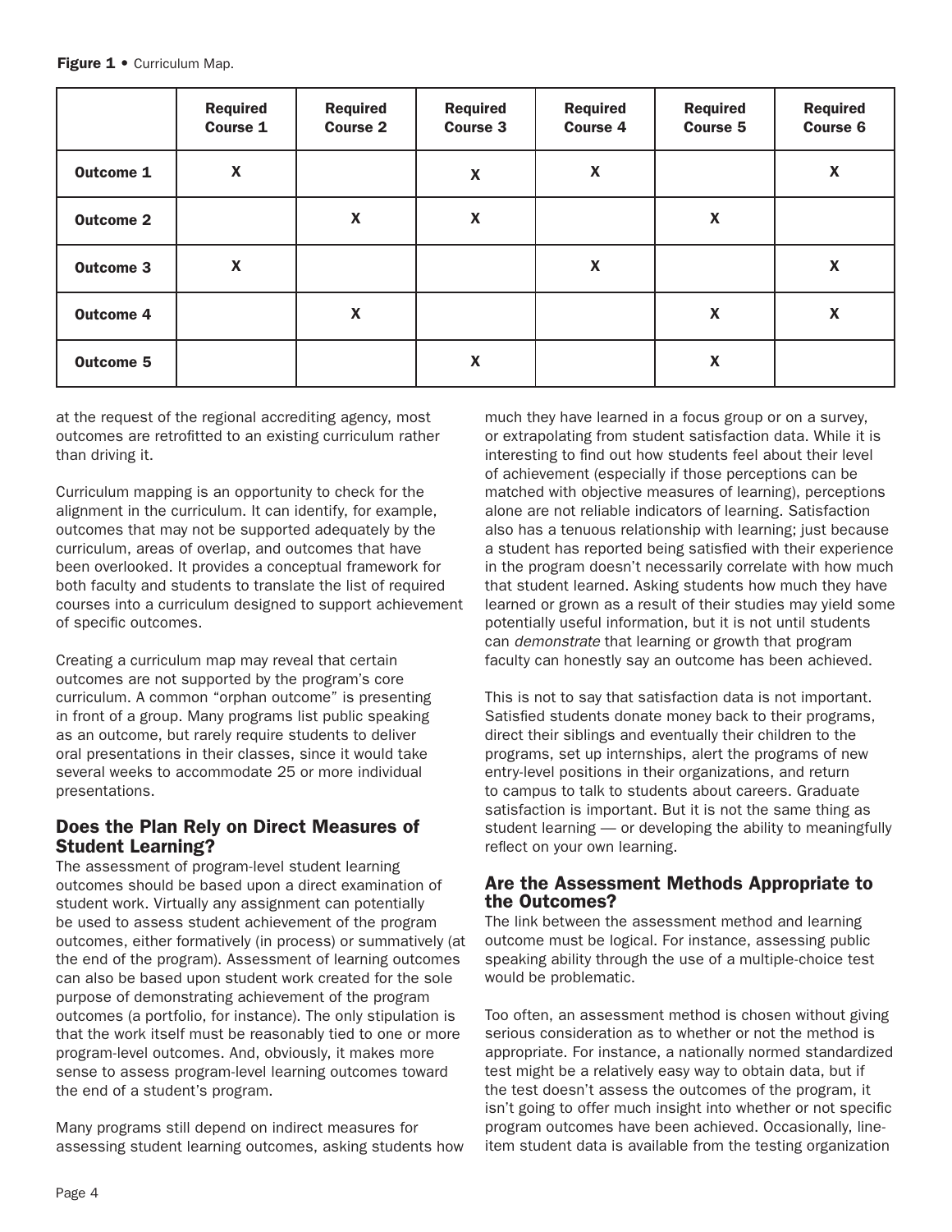**Figure 1** • Curriculum Map.

| | Required Course 1 | Required Course 2 | Required Course 3 | Required Course 4 | Required Course 5 | Required Course 6 |
|---|---|---|---|---|---|---|
| **Outcome 1** | X | | X | X | | X |
| **Outcome 2** | | X | X | | X | |
| **Outcome 3** | X | | | X | | X |
| **Outcome 4** | | X | | | X | X |
| **Outcome 5** | | | X | | X | |

at the request of the regional accrediting agency, most outcomes are retrofitted to an existing curriculum rather than driving it.

Curriculum mapping is an opportunity to check for the alignment in the curriculum. It can identify, for example, outcomes that may not be supported adequately by the curriculum, areas of overlap, and outcomes that have been overlooked. It provides a conceptual framework for both faculty and students to translate the list of required courses into a curriculum designed to support achievement of specific outcomes.

Creating a curriculum map may reveal that certain outcomes are not supported by the program's core curriculum. A common "orphan outcome" is presenting in front of a group. Many programs list public speaking as an outcome, but rarely require students to deliver oral presentations in their classes, since it would take several weeks to accommodate 25 or more individual presentations.

## Does the Plan Rely on Direct Measures of Student Learning?

The assessment of program-level student learning outcomes should be based upon a direct examination of student work. Virtually any assignment can potentially be used to assess student achievement of the program outcomes, either formatively (in process) or summatively (at the end of the program). Assessment of learning outcomes can also be based upon student work created for the sole purpose of demonstrating achievement of the program outcomes (a portfolio, for instance). The only stipulation is that the work itself must be reasonably tied to one or more program-level outcomes. And, obviously, it makes more sense to assess program-level learning outcomes toward the end of a student's program.

Many programs still depend on indirect measures for assessing student learning outcomes, asking students how much they have learned in a focus group or on a survey, or extrapolating from student satisfaction data. While it is interesting to find out how students feel about their level of achievement (especially if those perceptions can be matched with objective measures of learning), perceptions alone are not reliable indicators of learning. Satisfaction also has a tenuous relationship with learning; just because a student has reported being satisfied with their experience in the program doesn't necessarily correlate with how much that student learned. Asking students how much they have learned or grown as a result of their studies may yield some potentially useful information, but it is not until students can *demonstrate* that learning or growth that program faculty can honestly say an outcome has been achieved.

This is not to say that satisfaction data is not important. Satisfied students donate money back to their programs, direct their siblings and eventually their children to the programs, set up internships, alert the programs of new entry-level positions in their organizations, and return to campus to talk to students about careers. Graduate satisfaction is important. But it is not the same thing as student learning — or developing the ability to meaningfully reflect on your own learning.

## Are the Assessment Methods Appropriate to the Outcomes?

The link between the assessment method and learning outcome must be logical. For instance, assessing public speaking ability through the use of a multiple-choice test would be problematic.

Too often, an assessment method is chosen without giving serious consideration as to whether or not the method is appropriate. For instance, a nationally normed standardized test might be a relatively easy way to obtain data, but if the test doesn't assess the outcomes of the program, it isn't going to offer much insight into whether or not specific program outcomes have been achieved. Occasionally, line-item student data is available from the testing organization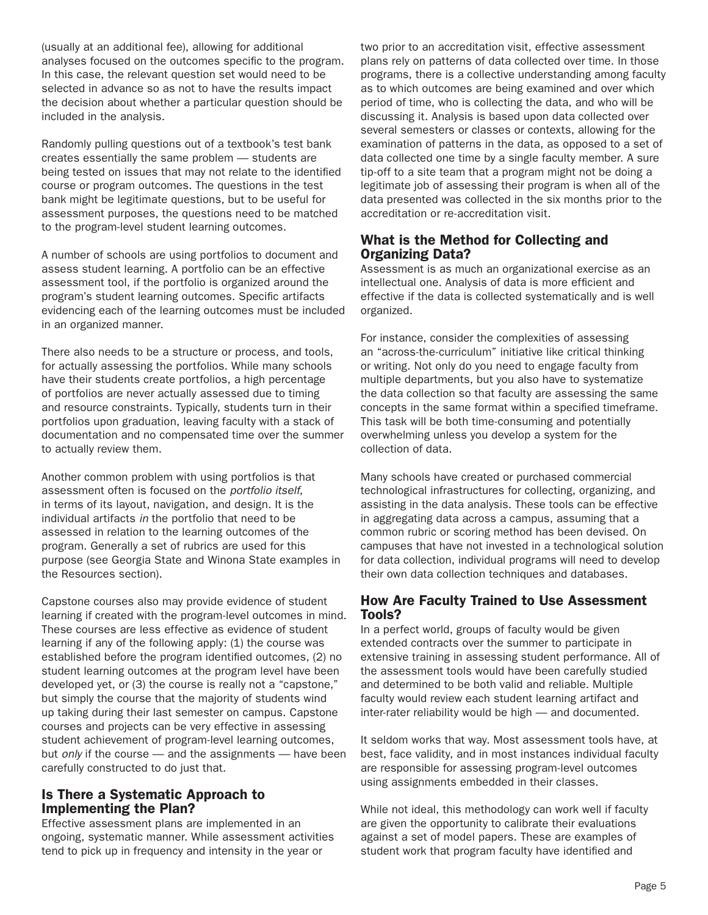(usually at an additional fee), allowing for additional analyses focused on the outcomes specific to the program. In this case, the relevant question set would need to be selected in advance so as not to have the results impact the decision about whether a particular question should be included in the analysis.

Randomly pulling questions out of a textbook's test bank creates essentially the same problem — students are being tested on issues that may not relate to the identified course or program outcomes. The questions in the test bank might be legitimate questions, but to be useful for assessment purposes, the questions need to be matched to the program-level student learning outcomes.

A number of schools are using portfolios to document and assess student learning. A portfolio can be an effective assessment tool, if the portfolio is organized around the program's student learning outcomes. Specific artifacts evidencing each of the learning outcomes must be included in an organized manner.

There also needs to be a structure or process, and tools, for actually assessing the portfolios. While many schools have their students create portfolios, a high percentage of portfolios are never actually assessed due to timing and resource constraints. Typically, students turn in their portfolios upon graduation, leaving faculty with a stack of documentation and no compensated time over the summer to actually review them.

Another common problem with using portfolios is that assessment often is focused on the *portfolio itself*, in terms of its layout, navigation, and design. It is the individual artifacts *in* the portfolio that need to be assessed in relation to the learning outcomes of the program. Generally a set of rubrics are used for this purpose (see Georgia State and Winona State examples in the Resources section).

Capstone courses also may provide evidence of student learning if created with the program-level outcomes in mind. These courses are less effective as evidence of student learning if any of the following apply: (1) the course was established before the program identified outcomes, (2) no student learning outcomes at the program level have been developed yet, or (3) the course is really not a "capstone," but simply the course that the majority of students wind up taking during their last semester on campus. Capstone courses and projects can be very effective in assessing student achievement of program-level learning outcomes, but *only* if the course — and the assignments — have been carefully constructed to do just that.

## Is There a Systematic Approach to Implementing the Plan?

Effective assessment plans are implemented in an ongoing, systematic manner. While assessment activities tend to pick up in frequency and intensity in the year or two prior to an accreditation visit, effective assessment plans rely on patterns of data collected over time. In those programs, there is a collective understanding among faculty as to which outcomes are being examined and over which period of time, who is collecting the data, and who will be discussing it. Analysis is based upon data collected over several semesters or classes or contexts, allowing for the examination of patterns in the data, as opposed to a set of data collected one time by a single faculty member. A sure tip-off to a site team that a program might not be doing a legitimate job of assessing their program is when all of the data presented was collected in the six months prior to the accreditation or re-accreditation visit.

## What is the Method for Collecting and Organizing Data?

Assessment is as much an organizational exercise as an intellectual one. Analysis of data is more efficient and effective if the data is collected systematically and is well organized.

For instance, consider the complexities of assessing an "across-the-curriculum" initiative like critical thinking or writing. Not only do you need to engage faculty from multiple departments, but you also have to systematize the data collection so that faculty are assessing the same concepts in the same format within a specified timeframe. This task will be both time-consuming and potentially overwhelming unless you develop a system for the collection of data.

Many schools have created or purchased commercial technological infrastructures for collecting, organizing, and assisting in the data analysis. These tools can be effective in aggregating data across a campus, assuming that a common rubric or scoring method has been devised. On campuses that have not invested in a technological solution for data collection, individual programs will need to develop their own data collection techniques and databases.

## How Are Faculty Trained to Use Assessment Tools?

In a perfect world, groups of faculty would be given extended contracts over the summer to participate in extensive training in assessing student performance. All of the assessment tools would have been carefully studied and determined to be both valid and reliable. Multiple faculty would review each student learning artifact and inter-rater reliability would be high — and documented.

It seldom works that way. Most assessment tools have, at best, face validity, and in most instances individual faculty are responsible for assessing program-level outcomes using assignments embedded in their classes.

While not ideal, this methodology can work well if faculty are given the opportunity to calibrate their evaluations against a set of model papers. These are examples of student work that program faculty have identified and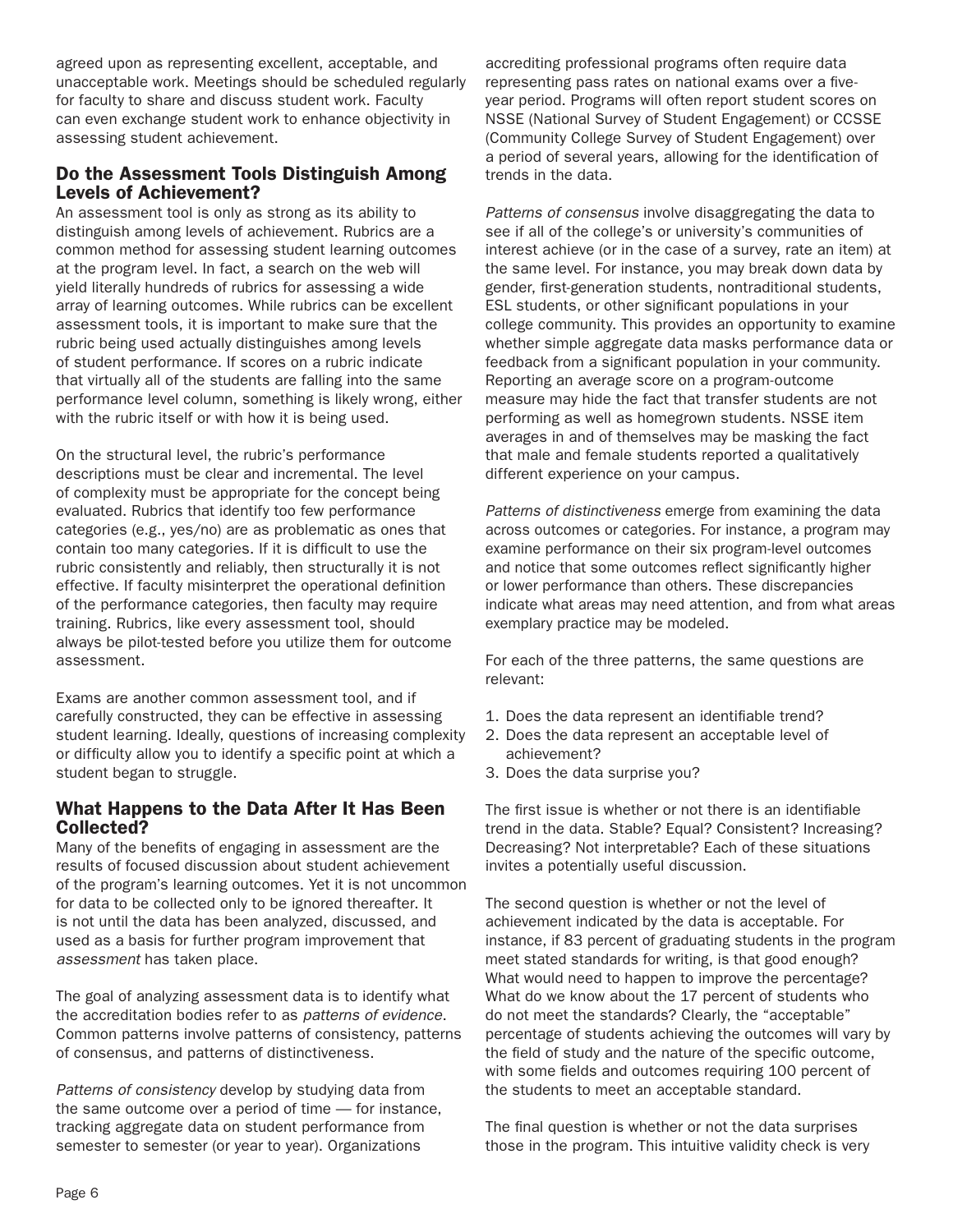agreed upon as representing excellent, acceptable, and unacceptable work. Meetings should be scheduled regularly for faculty to share and discuss student work. Faculty can even exchange student work to enhance objectivity in assessing student achievement.

## Do the Assessment Tools Distinguish Among Levels of Achievement?

An assessment tool is only as strong as its ability to distinguish among levels of achievement. Rubrics are a common method for assessing student learning outcomes at the program level. In fact, a search on the web will yield literally hundreds of rubrics for assessing a wide array of learning outcomes. While rubrics can be excellent assessment tools, it is important to make sure that the rubric being used actually distinguishes among levels of student performance. If scores on a rubric indicate that virtually all of the students are falling into the same performance level column, something is likely wrong, either with the rubric itself or with how it is being used.

On the structural level, the rubric's performance descriptions must be clear and incremental. The level of complexity must be appropriate for the concept being evaluated. Rubrics that identify too few performance categories (e.g., yes/no) are as problematic as ones that contain too many categories. If it is difficult to use the rubric consistently and reliably, then structurally it is not effective. If faculty misinterpret the operational definition of the performance categories, then faculty may require training. Rubrics, like every assessment tool, should always be pilot-tested before you utilize them for outcome assessment.

Exams are another common assessment tool, and if carefully constructed, they can be effective in assessing student learning. Ideally, questions of increasing complexity or difficulty allow you to identify a specific point at which a student began to struggle.

## What Happens to the Data After It Has Been Collected?

Many of the benefits of engaging in assessment are the results of focused discussion about student achievement of the program's learning outcomes. Yet it is not uncommon for data to be collected only to be ignored thereafter. It is not until the data has been analyzed, discussed, and used as a basis for further program improvement that *assessment* has taken place.

The goal of analyzing assessment data is to identify what the accreditation bodies refer to as *patterns of evidence.* Common patterns involve patterns of consistency, patterns of consensus, and patterns of distinctiveness.

*Patterns of consistency* develop by studying data from the same outcome over a period of time — for instance, tracking aggregate data on student performance from semester to semester (or year to year). Organizations accrediting professional programs often require data representing pass rates on national exams over a five-year period. Programs will often report student scores on NSSE (National Survey of Student Engagement) or CCSSE (Community College Survey of Student Engagement) over a period of several years, allowing for the identification of trends in the data.

*Patterns of consensus* involve disaggregating the data to see if all of the college's or university's communities of interest achieve (or in the case of a survey, rate an item) at the same level. For instance, you may break down data by gender, first-generation students, nontraditional students, ESL students, or other significant populations in your college community. This provides an opportunity to examine whether simple aggregate data masks performance data or feedback from a significant population in your community. Reporting an average score on a program-outcome measure may hide the fact that transfer students are not performing as well as homegrown students. NSSE item averages in and of themselves may be masking the fact that male and female students reported a qualitatively different experience on your campus.

*Patterns of distinctiveness* emerge from examining the data across outcomes or categories. For instance, a program may examine performance on their six program-level outcomes and notice that some outcomes reflect significantly higher or lower performance than others. These discrepancies indicate what areas may need attention, and from what areas exemplary practice may be modeled.

For each of the three patterns, the same questions are relevant:

1. Does the data represent an identifiable trend?
2. Does the data represent an acceptable level of achievement?
3. Does the data surprise you?

The first issue is whether or not there is an identifiable trend in the data. Stable? Equal? Consistent? Increasing? Decreasing? Not interpretable? Each of these situations invites a potentially useful discussion.

The second question is whether or not the level of achievement indicated by the data is acceptable. For instance, if 83 percent of graduating students in the program meet stated standards for writing, is that good enough? What would need to happen to improve the percentage? What do we know about the 17 percent of students who do not meet the standards? Clearly, the "acceptable" percentage of students achieving the outcomes will vary by the field of study and the nature of the specific outcome, with some fields and outcomes requiring 100 percent of the students to meet an acceptable standard.

The final question is whether or not the data surprises those in the program. This intuitive validity check is very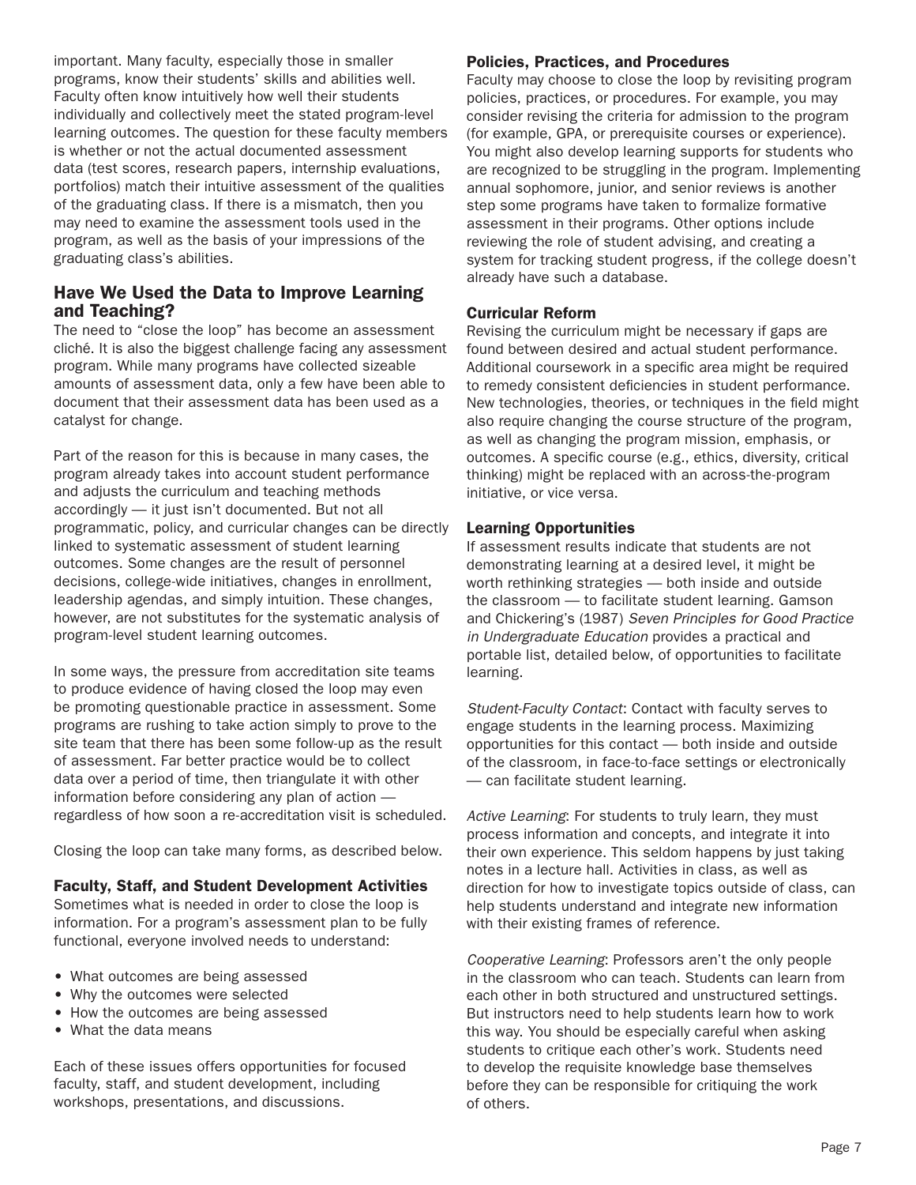important. Many faculty, especially those in smaller programs, know their students' skills and abilities well. Faculty often know intuitively how well their students individually and collectively meet the stated program-level learning outcomes. The question for these faculty members is whether or not the actual documented assessment data (test scores, research papers, internship evaluations, portfolios) match their intuitive assessment of the qualities of the graduating class. If there is a mismatch, then you may need to examine the assessment tools used in the program, as well as the basis of your impressions of the graduating class's abilities.

## Have We Used the Data to Improve Learning and Teaching?

The need to "close the loop" has become an assessment cliché. It is also the biggest challenge facing any assessment program. While many programs have collected sizeable amounts of assessment data, only a few have been able to document that their assessment data has been used as a catalyst for change.

Part of the reason for this is because in many cases, the program already takes into account student performance and adjusts the curriculum and teaching methods accordingly — it just isn't documented. But not all programmatic, policy, and curricular changes can be directly linked to systematic assessment of student learning outcomes. Some changes are the result of personnel decisions, college-wide initiatives, changes in enrollment, leadership agendas, and simply intuition. These changes, however, are not substitutes for the systematic analysis of program-level student learning outcomes.

In some ways, the pressure from accreditation site teams to produce evidence of having closed the loop may even be promoting questionable practice in assessment. Some programs are rushing to take action simply to prove to the site team that there has been some follow-up as the result of assessment. Far better practice would be to collect data over a period of time, then triangulate it with other information before considering any plan of action — regardless of how soon a re-accreditation visit is scheduled.

Closing the loop can take many forms, as described below.

### Faculty, Staff, and Student Development Activities

Sometimes what is needed in order to close the loop is information. For a program's assessment plan to be fully functional, everyone involved needs to understand:

- What outcomes are being assessed
- Why the outcomes were selected
- How the outcomes are being assessed
- What the data means

Each of these issues offers opportunities for focused faculty, staff, and student development, including workshops, presentations, and discussions.

### Policies, Practices, and Procedures

Faculty may choose to close the loop by revisiting program policies, practices, or procedures. For example, you may consider revising the criteria for admission to the program (for example, GPA, or prerequisite courses or experience). You might also develop learning supports for students who are recognized to be struggling in the program. Implementing annual sophomore, junior, and senior reviews is another step some programs have taken to formalize formative assessment in their programs. Other options include reviewing the role of student advising, and creating a system for tracking student progress, if the college doesn't already have such a database.

### Curricular Reform

Revising the curriculum might be necessary if gaps are found between desired and actual student performance. Additional coursework in a specific area might be required to remedy consistent deficiencies in student performance. New technologies, theories, or techniques in the field might also require changing the course structure of the program, as well as changing the program mission, emphasis, or outcomes. A specific course (e.g., ethics, diversity, critical thinking) might be replaced with an across-the-program initiative, or vice versa.

### Learning Opportunities

If assessment results indicate that students are not demonstrating learning at a desired level, it might be worth rethinking strategies — both inside and outside the classroom — to facilitate student learning. Gamson and Chickering's (1987) *Seven Principles for Good Practice in Undergraduate Education* provides a practical and portable list, detailed below, of opportunities to facilitate learning.

*Student-Faculty Contact*: Contact with faculty serves to engage students in the learning process. Maximizing opportunities for this contact — both inside and outside of the classroom, in face-to-face settings or electronically — can facilitate student learning.

*Active Learning*: For students to truly learn, they must process information and concepts, and integrate it into their own experience. This seldom happens by just taking notes in a lecture hall. Activities in class, as well as direction for how to investigate topics outside of class, can help students understand and integrate new information with their existing frames of reference.

*Cooperative Learning*: Professors aren't the only people in the classroom who can teach. Students can learn from each other in both structured and unstructured settings. But instructors need to help students learn how to work this way. You should be especially careful when asking students to critique each other's work. Students need to develop the requisite knowledge base themselves before they can be responsible for critiquing the work of others.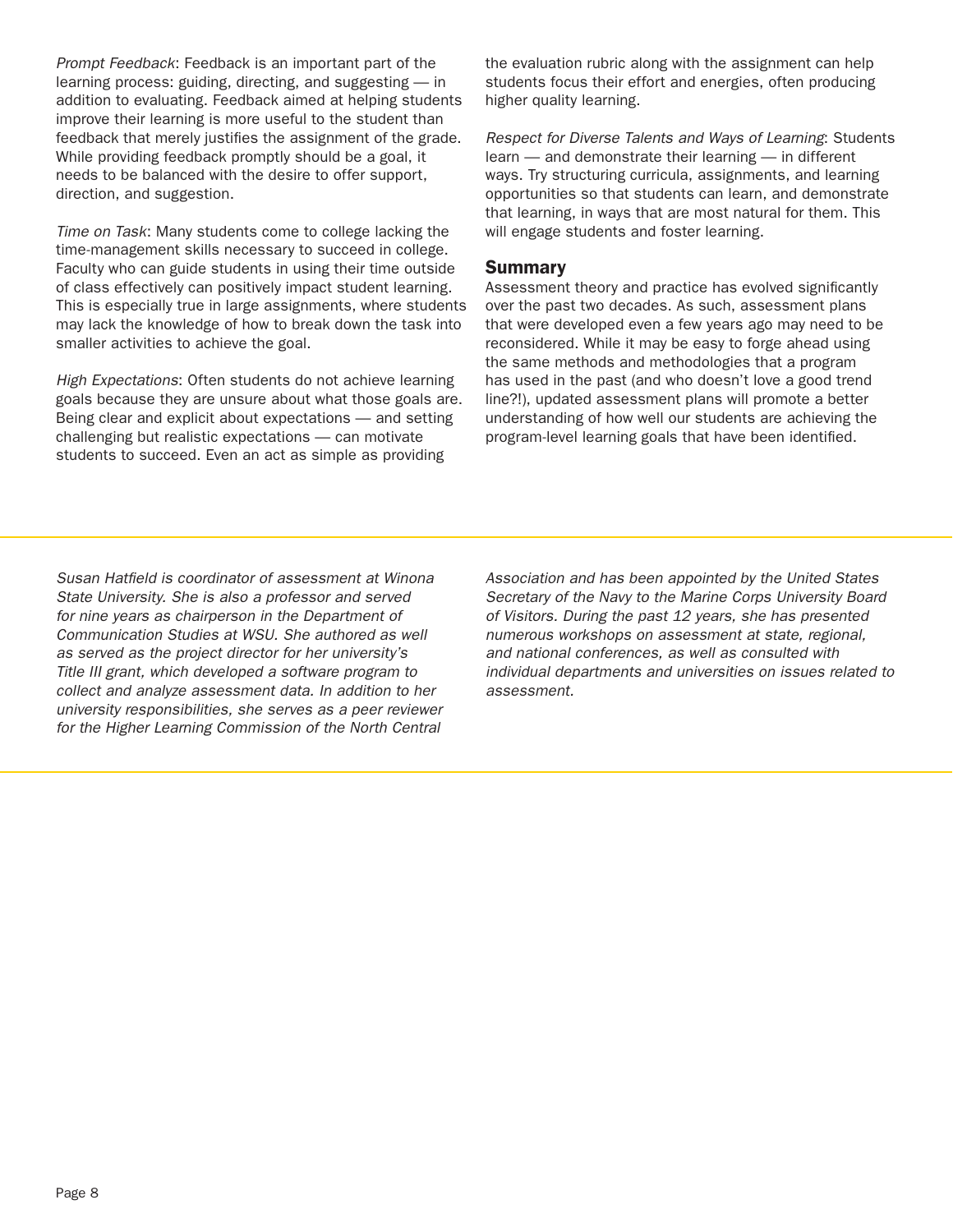*Prompt Feedback*: Feedback is an important part of the learning process: guiding, directing, and suggesting — in addition to evaluating. Feedback aimed at helping students improve their learning is more useful to the student than feedback that merely justifies the assignment of the grade. While providing feedback promptly should be a goal, it needs to be balanced with the desire to offer support, direction, and suggestion.

*Time on Task*: Many students come to college lacking the time-management skills necessary to succeed in college. Faculty who can guide students in using their time outside of class effectively can positively impact student learning. This is especially true in large assignments, where students may lack the knowledge of how to break down the task into smaller activities to achieve the goal.

*High Expectations*: Often students do not achieve learning goals because they are unsure about what those goals are. Being clear and explicit about expectations — and setting challenging but realistic expectations — can motivate students to succeed. Even an act as simple as providing the evaluation rubric along with the assignment can help students focus their effort and energies, often producing higher quality learning.

*Respect for Diverse Talents and Ways of Learning*: Students learn — and demonstrate their learning — in different ways. Try structuring curricula, assignments, and learning opportunities so that students can learn, and demonstrate that learning, in ways that are most natural for them. This will engage students and foster learning.

## Summary

Assessment theory and practice has evolved significantly over the past two decades. As such, assessment plans that were developed even a few years ago may need to be reconsidered. While it may be easy to forge ahead using the same methods and methodologies that a program has used in the past (and who doesn't love a good trend line?!), updated assessment plans will promote a better understanding of how well our students are achieving the program-level learning goals that have been identified.

---

*Susan Hatfield is coordinator of assessment at Winona State University. She is also a professor and served for nine years as chairperson in the Department of Communication Studies at WSU. She authored as well as served as the project director for her university's Title III grant, which developed a software program to collect and analyze assessment data. In addition to her university responsibilities, she serves as a peer reviewer for the Higher Learning Commission of the North Central Association and has been appointed by the United States Secretary of the Navy to the Marine Corps University Board of Visitors. During the past 12 years, she has presented numerous workshops on assessment at state, regional, and national conferences, as well as consulted with individual departments and universities on issues related to assessment.*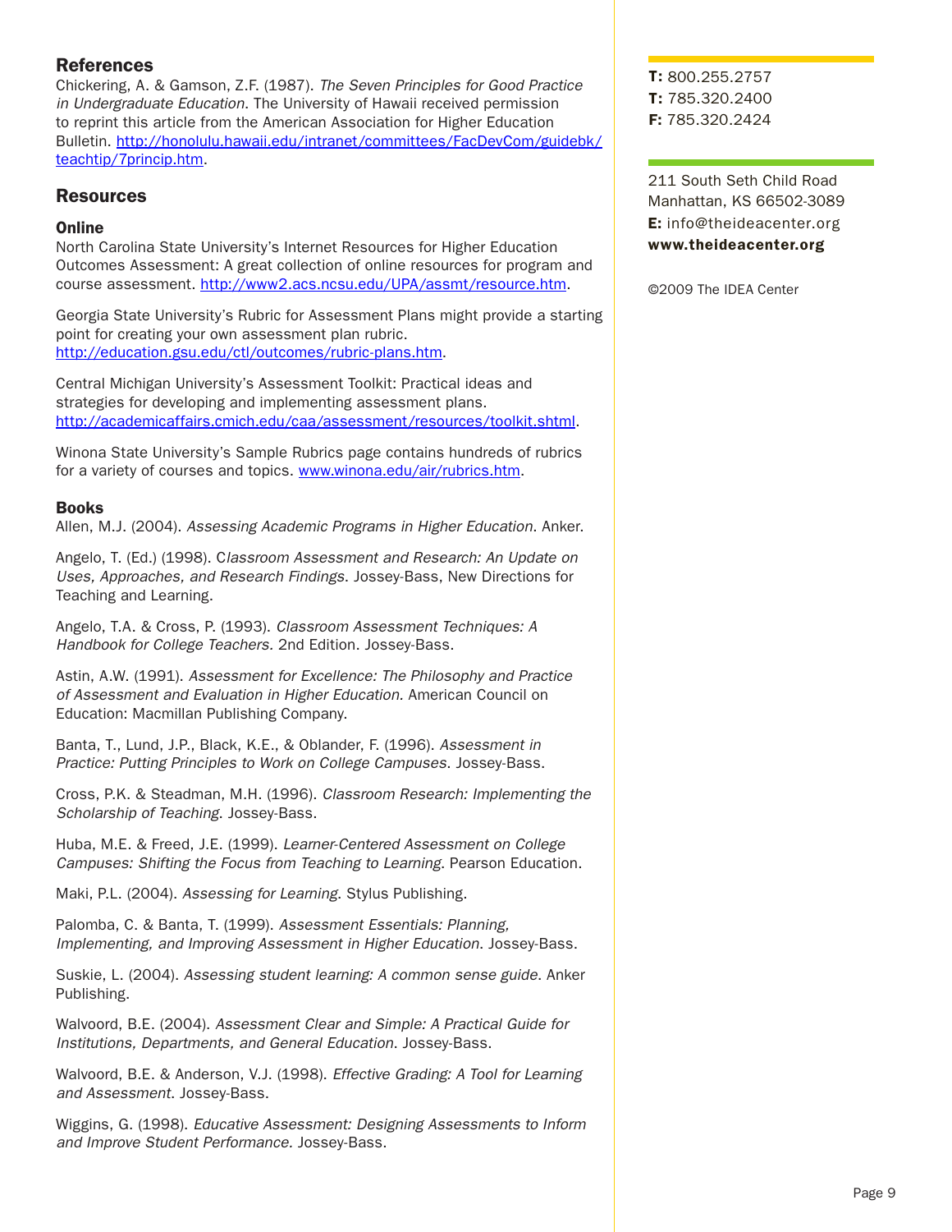## References

Chickering, A. & Gamson, Z.F. (1987). *The Seven Principles for Good Practice in Undergraduate Education*. The University of Hawaii received permission to reprint this article from the American Association for Higher Education Bulletin. http://honolulu.hawaii.edu/intranet/committees/FacDevCom/guidebk/teachtip/7princip.htm.

## Resources

### Online

North Carolina State University's Internet Resources for Higher Education Outcomes Assessment: A great collection of online resources for program and course assessment. http://www2.acs.ncsu.edu/UPA/assmt/resource.htm.

Georgia State University's Rubric for Assessment Plans might provide a starting point for creating your own assessment plan rubric. http://education.gsu.edu/ctl/outcomes/rubric-plans.htm.

Central Michigan University's Assessment Toolkit: Practical ideas and strategies for developing and implementing assessment plans. http://academicaffairs.cmich.edu/caa/assessment/resources/toolkit.shtml.

Winona State University's Sample Rubrics page contains hundreds of rubrics for a variety of courses and topics. www.winona.edu/air/rubrics.htm.

### Books

Allen, M.J. (2004). *Assessing Academic Programs in Higher Education*. Anker.

Angelo, T. (Ed.) (1998). *Classroom Assessment and Research: An Update on Uses, Approaches, and Research Findings*. Jossey-Bass, New Directions for Teaching and Learning.

Angelo, T.A. & Cross, P. (1993). *Classroom Assessment Techniques: A Handbook for College Teachers*. 2nd Edition. Jossey-Bass.

Astin, A.W. (1991). *Assessment for Excellence: The Philosophy and Practice of Assessment and Evaluation in Higher Education.* American Council on Education: Macmillan Publishing Company.

Banta, T., Lund, J.P., Black, K.E., & Oblander, F. (1996). *Assessment in Practice: Putting Principles to Work on College Campuses.* Jossey-Bass.

Cross, P.K. & Steadman, M.H. (1996). *Classroom Research: Implementing the Scholarship of Teaching*. Jossey-Bass.

Huba, M.E. & Freed, J.E. (1999). *Learner-Centered Assessment on College Campuses: Shifting the Focus from Teaching to Learning*. Pearson Education.

Maki, P.L. (2004). *Assessing for Learning*. Stylus Publishing.

Palomba, C. & Banta, T. (1999). *Assessment Essentials: Planning, Implementing, and Improving Assessment in Higher Education*. Jossey-Bass.

Suskie, L. (2004). *Assessing student learning: A common sense guide.* Anker Publishing.

Walvoord, B.E. (2004). *Assessment Clear and Simple: A Practical Guide for Institutions, Departments, and General Education*. Jossey-Bass.

Walvoord, B.E. & Anderson, V.J. (1998). *Effective Grading: A Tool for Learning and Assessment.* Jossey-Bass.

Wiggins, G. (1998). *Educative Assessment: Designing Assessments to Inform and Improve Student Performance.* Jossey-Bass.

**T:** 800.255.2757
**T:** 785.320.2400
**F:** 785.320.2424

211 South Seth Child Road
Manhattan, KS 66502-3089
**E:** info@theideacenter.org
**www.theideacenter.org**

©2009 The IDEA Center